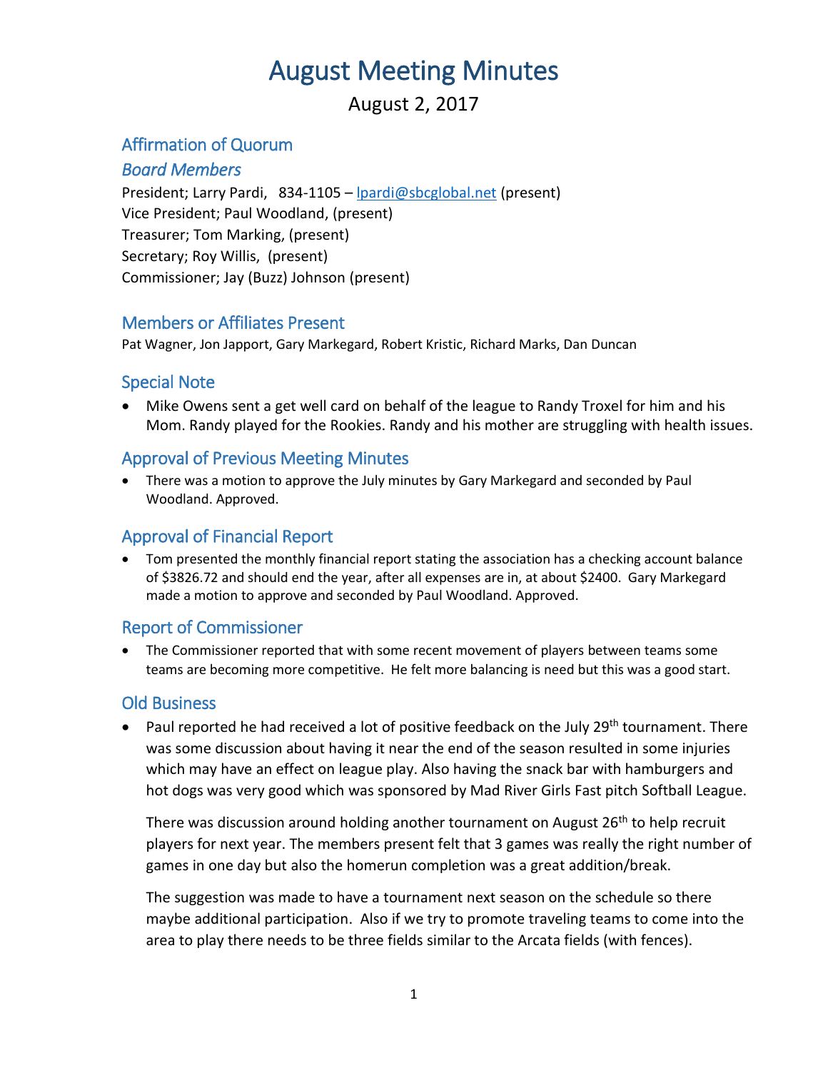# August Meeting Minutes

August 2, 2017

## Affirmation of Quorum

### *Board Members*

President; Larry Pardi, 834-1105 – lpardi@sbcglobal.net (present)
Vice President; Paul Woodland, (present)
Treasurer; Tom Marking, (present)
Secretary; Roy Willis, (present)
Commissioner; Jay (Buzz) Johnson (present)

## Members or Affiliates Present

Pat Wagner, Jon Japport, Gary Markegard, Robert Kristic, Richard Marks, Dan Duncan

## Special Note

- Mike Owens sent a get well card on behalf of the league to Randy Troxel for him and his Mom. Randy played for the Rookies. Randy and his mother are struggling with health issues.

## Approval of Previous Meeting Minutes

- There was a motion to approve the July minutes by Gary Markegard and seconded by Paul Woodland. Approved.

## Approval of Financial Report

- Tom presented the monthly financial report stating the association has a checking account balance of $3826.72 and should end the year, after all expenses are in, at about $2400. Gary Markegard made a motion to approve and seconded by Paul Woodland. Approved.

## Report of Commissioner

- The Commissioner reported that with some recent movement of players between teams some teams are becoming more competitive. He felt more balancing is need but this was a good start.

## Old Business

- Paul reported he had received a lot of positive feedback on the July 29th tournament. There was some discussion about having it near the end of the season resulted in some injuries which may have an effect on league play. Also having the snack bar with hamburgers and hot dogs was very good which was sponsored by Mad River Girls Fast pitch Softball League.

  There was discussion around holding another tournament on August 26th to help recruit players for next year. The members present felt that 3 games was really the right number of games in one day but also the homerun completion was a great addition/break.

  The suggestion was made to have a tournament next season on the schedule so there maybe additional participation. Also if we try to promote traveling teams to come into the area to play there needs to be three fields similar to the Arcata fields (with fences).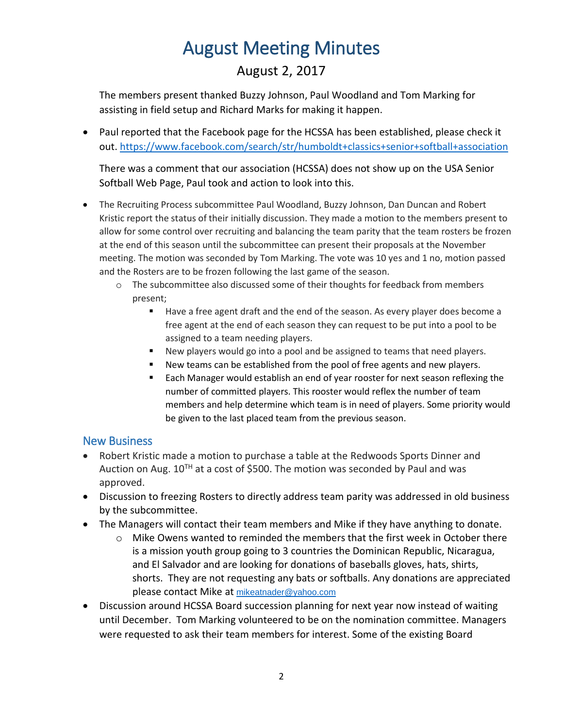# August Meeting Minutes

## August 2, 2017

The members present thanked Buzzy Johnson, Paul Woodland and Tom Marking for assisting in field setup and Richard Marks for making it happen.

- Paul reported that the Facebook page for the HCSSA has been established, please check it out. https://www.facebook.com/search/str/humboldt+classics+senior+softball+association

  There was a comment that our association (HCSSA) does not show up on the USA Senior Softball Web Page, Paul took and action to look into this.

- The Recruiting Process subcommittee Paul Woodland, Buzzy Johnson, Dan Duncan and Robert Kristic report the status of their initially discussion. They made a motion to the members present to allow for some control over recruiting and balancing the team parity that the team rosters be frozen at the end of this season until the subcommittee can present their proposals at the November meeting. The motion was seconded by Tom Marking. The vote was 10 yes and 1 no, motion passed and the Rosters are to be frozen following the last game of the season.
  - The subcommittee also discussed some of their thoughts for feedback from members present;
    - Have a free agent draft and the end of the season. As every player does become a free agent at the end of each season they can request to be put into a pool to be assigned to a team needing players.
    - New players would go into a pool and be assigned to teams that need players.
    - New teams can be established from the pool of free agents and new players.
    - Each Manager would establish an end of year rooster for next season reflexing the number of committed players. This rooster would reflex the number of team members and help determine which team is in need of players. Some priority would be given to the last placed team from the previous season.

### New Business

- Robert Kristic made a motion to purchase a table at the Redwoods Sports Dinner and Auction on Aug. 10TH at a cost of $500. The motion was seconded by Paul and was approved.
- Discussion to freezing Rosters to directly address team parity was addressed in old business by the subcommittee.
- The Managers will contact their team members and Mike if they have anything to donate.
  - Mike Owens wanted to reminded the members that the first week in October there is a mission youth group going to 3 countries the Dominican Republic, Nicaragua, and El Salvador and are looking for donations of baseballs gloves, hats, shirts, shorts. They are not requesting any bats or softballs. Any donations are appreciated please contact Mike at mikeatnader@yahoo.com
- Discussion around HCSSA Board succession planning for next year now instead of waiting until December. Tom Marking volunteered to be on the nomination committee. Managers were requested to ask their team members for interest. Some of the existing Board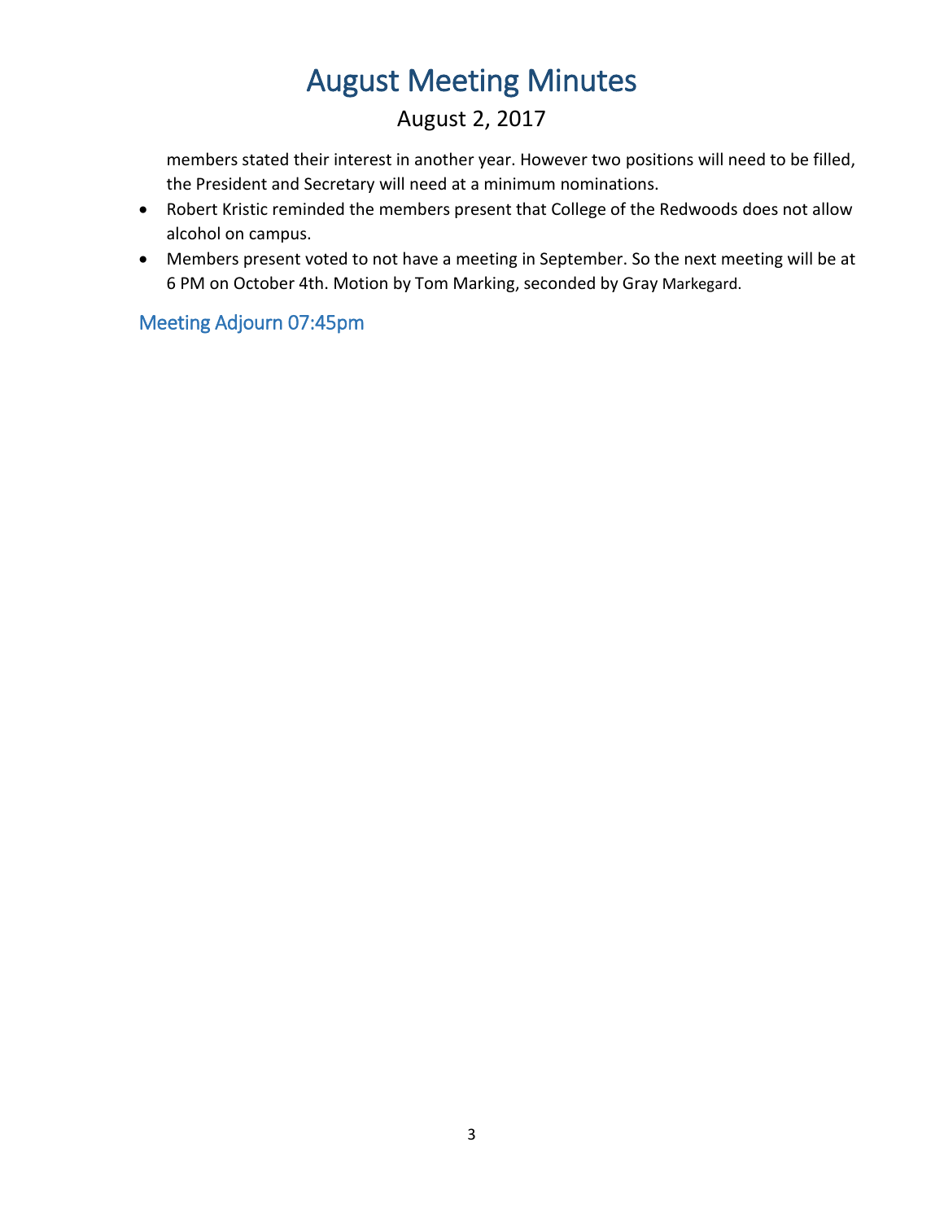members stated their interest in another year. However two positions will need to be filled, the President and Secretary will need at a minimum nominations.

- Robert Kristic reminded the members present that College of the Redwoods does not allow alcohol on campus.
- Members present voted to not have a meeting in September. So the next meeting will be at 6 PM on October 4th. Motion by Tom Marking, seconded by Gray Markegard.

## Meeting Adjourn 07:45pm